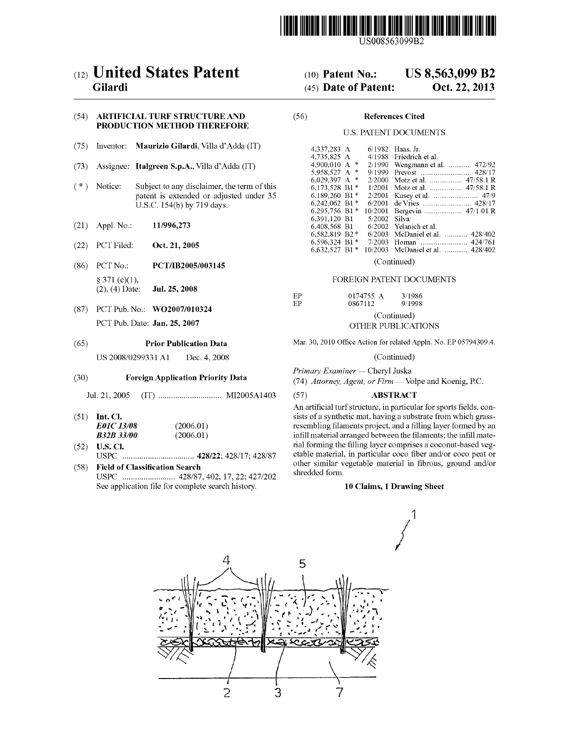US008563099B2

# (12) United States Patent
**Gilardi**

(10) **Patent No.:** **US 8,563,099 B2**

(45) **Date of Patent:** **Oct. 22, 2013**

(54) **ARTIFICIAL TURF STRUCTURE AND PRODUCTION METHOD THEREFORE**

(75) Inventor: **Maurizio Gilardi**, Villa d'Adda (IT)

(73) Assignee: **Italgreen S.p.A.**, Villa d'Adda (IT)

( * ) Notice: Subject to any disclaimer, the term of this patent is extended or adjusted under 35 U.S.C. 154(b) by 719 days.

(21) Appl. No.: **11/996,273**

(22) PCT Filed: **Oct. 21, 2005**

(86) PCT No.: **PCT/IB2005/003145**

§ 371 (c)(1), (2), (4) Date: **Jul. 25, 2008**

(87) PCT Pub. No.: **WO2007/010324**

PCT Pub. Date: **Jan. 25, 2007**

(65) **Prior Publication Data**

US 2008/0299331 A1 Dec. 4, 2008

(30) **Foreign Application Priority Data**

Jul. 21, 2005 (IT) .............................. MI2005A1403

(51) **Int. Cl.**
*E01C 13/08* (2006.01)
*B32B 33/00* (2006.01)

(52) **U.S. Cl.**
USPC .................................. **428/22**; 428/17; 428/87

(58) **Field of Classification Search**
USPC ......................... 428/87, 402, 17, 22; 427/202
See application file for complete search history.

(56) **References Cited**

U.S. PATENT DOCUMENTS

| | | | |
|---|---|---|---|
| 4,337,283 A | 6/1982 | Haas, Jr. | |
| 4,735,825 A | 4/1988 | Friedrich et al. | |
| 4,900,010 A * | 2/1990 | Wengmann et al. | 472/92 |
| 5,958,527 A * | 9/1999 | Prevost | 428/17 |
| 6,029,397 A * | 2/2000 | Motz et al. | 47/58.1 R |
| 6,173,528 B1 * | 1/2001 | Motz et al. | 47/58.1 R |
| 6,189,260 B1 * | 2/2001 | Kusey et al. | 47/9 |
| 6,242,062 B1 * | 6/2001 | de Vries | 428/17 |
| 6,295,756 B1 * | 10/2001 | Bergevin | 47/1.01 R |
| 6,391,120 B1 | 5/2002 | Silva | |
| 6,408,568 B1 | 6/2002 | Yelanich et al. | |
| 6,582,819 B2 * | 6/2003 | McDaniel et al. | 428/402 |
| 6,596,324 B1 * | 7/2003 | Homan | 424/761 |
| 6,632,527 B1 * | 10/2003 | McDaniel et al. | 428/402 |

(Continued)

FOREIGN PATENT DOCUMENTS

| | | |
|---|---|---|
| EP | 0174755 A | 3/1986 |
| EP | 0867112 | 9/1998 |

(Continued)

OTHER PUBLICATIONS

Mar. 30, 2010 Office Action for related Appln. No. EP 05794309.4.

(Continued)

*Primary Examiner* — Cheryl Juska

(74) *Attorney, Agent, or Firm* — Volpe and Koenig, P.C.

(57) **ABSTRACT**

An artificial turf structure, in particular for sports fields, consists of a synthetic mat, having a substrate from which grass-resembling filaments project, and a filling layer formed by an infill material arranged between the filaments; the infill material forming the filling layer comprises a coconut-based vegetable material, in particular coco fiber and/or coco peat or other similar vegetable material in fibrous, ground and/or shredded form.

**10 Claims, 1 Drawing Sheet**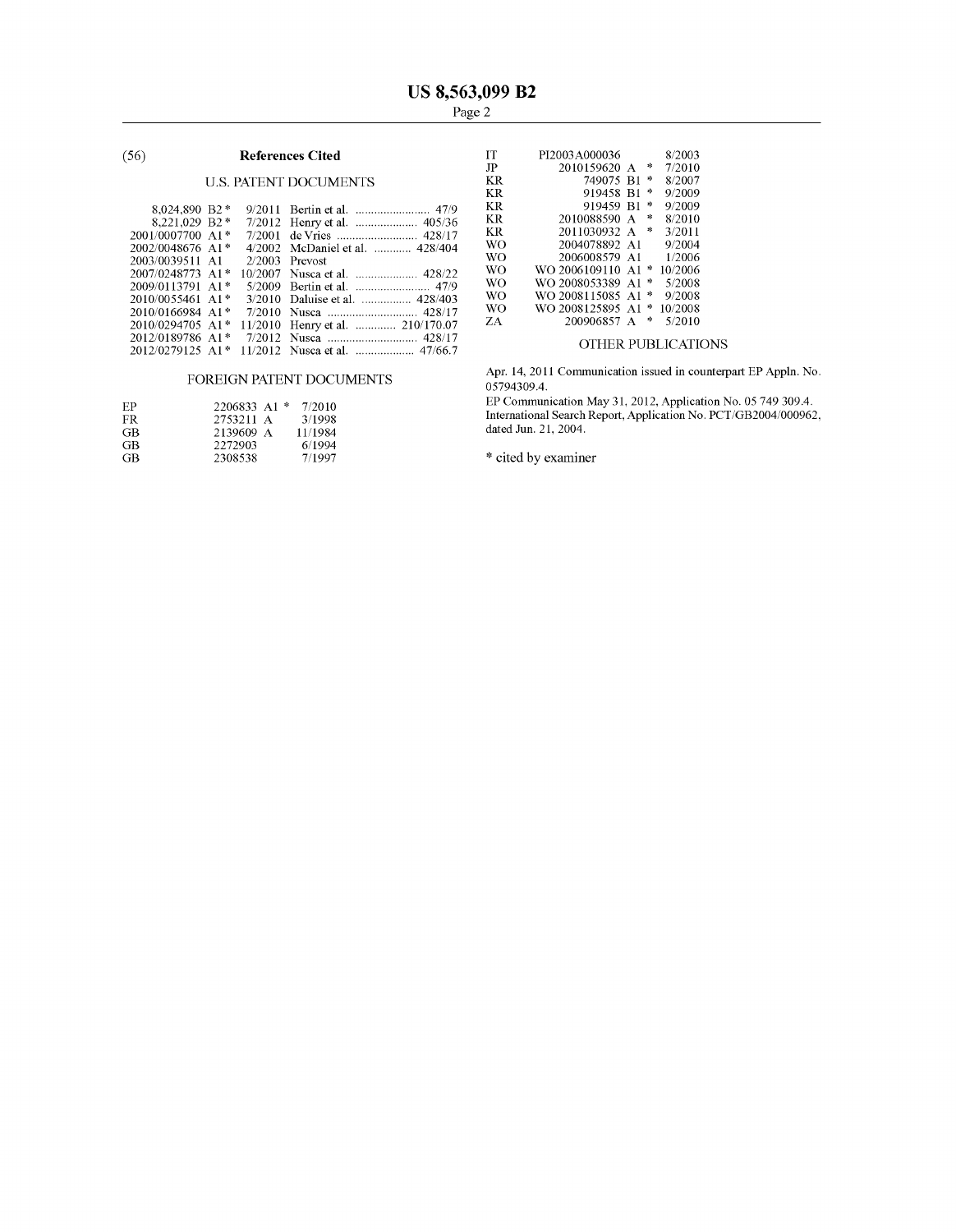## (56) References Cited

### U.S. PATENT DOCUMENTS

| | | | | |
|---|---|---|---|---|
| 8,024,890 | B2 * | 9/2011 | Bertin et al. | 47/9 |
| 8,221,029 | B2 * | 7/2012 | Henry et al. | 405/36 |
| 2001/0007700 | A1 * | 7/2001 | de Vries | 428/17 |
| 2002/0048676 | A1 * | 4/2002 | McDaniel et al. | 428/404 |
| 2003/0039511 | A1 | 2/2003 | Prevost | |
| 2007/0248773 | A1 * | 10/2007 | Nusca et al. | 428/22 |
| 2009/0113791 | A1 * | 5/2009 | Bertin et al. | 47/9 |
| 2010/0055461 | A1 * | 3/2010 | Daluise et al. | 428/403 |
| 2010/0166984 | A1 * | 7/2010 | Nusca | 428/17 |
| 2010/0294705 | A1 * | 11/2010 | Henry et al. | 210/170.07 |
| 2012/0189786 | A1 * | 7/2012 | Nusca | 428/17 |
| 2012/0279125 | A1 * | 11/2012 | Nusca et al. | 47/66.7 |

### FOREIGN PATENT DOCUMENTS

| | | | |
|---|---|---|---|
| EP | 2206833 | A1 * | 7/2010 |
| FR | 2753211 | A | 3/1998 |
| GB | 2139609 | A | 11/1984 |
| GB | 2272903 | | 6/1994 |
| GB | 2308538 | | 7/1997 |
| IT | PI2003A000036 | | 8/2003 |
| JP | 2010159620 | A * | 7/2010 |
| KR | 749075 | B1 * | 8/2007 |
| KR | 919458 | B1 * | 9/2009 |
| KR | 919459 | B1 * | 9/2009 |
| KR | 2010088590 | A * | 8/2010 |
| KR | 2011030932 | A * | 3/2011 |
| WO | 2004078892 | A1 | 9/2004 |
| WO | 2006008579 | A1 | 1/2006 |
| WO | WO 2006109110 | A1 * | 10/2006 |
| WO | WO 2008053389 | A1 * | 5/2008 |
| WO | WO 2008115085 | A1 * | 9/2008 |
| WO | WO 2008125895 | A1 * | 10/2008 |
| ZA | 200906857 | A * | 5/2010 |

### OTHER PUBLICATIONS

Apr. 14, 2011 Communication issued in counterpart EP Appln. No. 05794309.4.

EP Communication May 31, 2012, Application No. 05 749 309.4.

International Search Report, Application No. PCT/GB2004/000962, dated Jun. 21, 2004.

* cited by examiner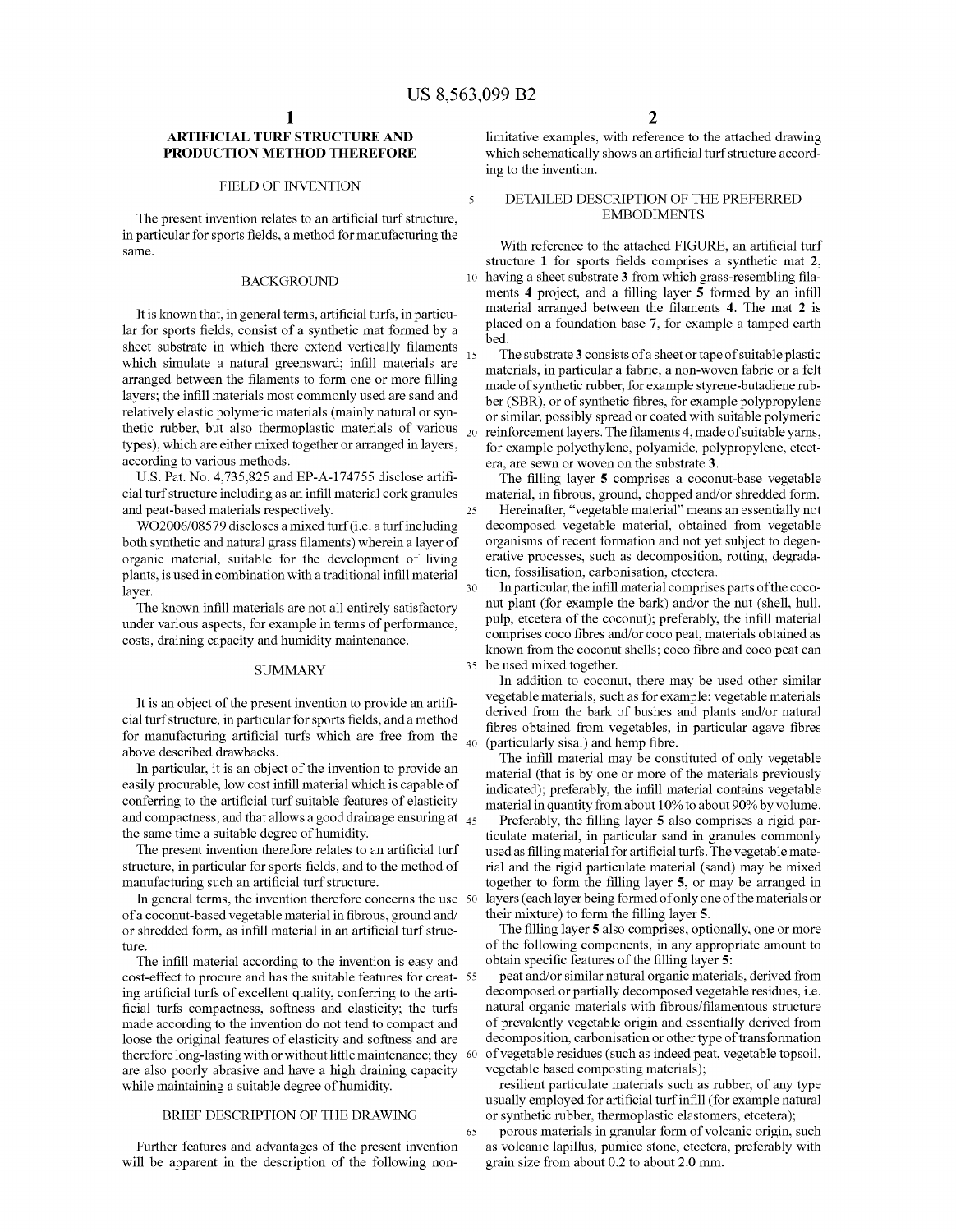## ARTIFICIAL TURF STRUCTURE AND PRODUCTION METHOD THEREFORE

### FIELD OF INVENTION

The present invention relates to an artificial turf structure, in particular for sports fields, a method for manufacturing the same.

### BACKGROUND

It is known that, in general terms, artificial turfs, in particular for sports fields, consist of a synthetic mat formed by a sheet substrate in which there extend vertically filaments which simulate a natural greensward; infill materials are arranged between the filaments to form one or more filling layers; the infill materials most commonly used are sand and relatively elastic polymeric materials (mainly natural or synthetic rubber, but also thermoplastic materials of various types), which are either mixed together or arranged in layers, according to various methods.

U.S. Pat. No. 4,735,825 and EP-A-174755 disclose artificial turf structure including as an infill material cork granules and peat-based materials respectively.

WO2006/08579 discloses a mixed turf (i.e. a turf including both synthetic and natural grass filaments) wherein a layer of organic material, suitable for the development of living plants, is used in combination with a traditional infill material layer.

The known infill materials are not all entirely satisfactory under various aspects, for example in terms of performance, costs, draining capacity and humidity maintenance.

### SUMMARY

It is an object of the present invention to provide an artificial turf structure, in particular for sports fields, and a method for manufacturing artificial turfs which are free from the above described drawbacks.

In particular, it is an object of the invention to provide an easily procurable, low cost infill material which is capable of conferring to the artificial turf suitable features of elasticity and compactness, and that allows a good drainage ensuring at the same time a suitable degree of humidity.

The present invention therefore relates to an artificial turf structure, in particular for sports fields, and to the method of manufacturing such an artificial turf structure.

In general terms, the invention therefore concerns the use of a coconut-based vegetable material in fibrous, ground and/or shredded form, as infill material in an artificial turf structure.

The infill material according to the invention is easy and cost-effect to procure and has the suitable features for creating artificial turfs of excellent quality, conferring to the artificial turfs compactness, softness and elasticity; the turfs made according to the invention do not tend to compact and loose the original features of elasticity and softness and are therefore long-lasting with or without little maintenance; they are also poorly abrasive and have a high draining capacity while maintaining a suitable degree of humidity.

### BRIEF DESCRIPTION OF THE DRAWING

Further features and advantages of the present invention will be apparent in the description of the following non-limitative examples, with reference to the attached drawing which schematically shows an artificial turf structure according to the invention.

### DETAILED DESCRIPTION OF THE PREFERRED EMBODIMENTS

With reference to the attached FIGURE, an artificial turf structure **1** for sports fields comprises a synthetic mat **2**, having a sheet substrate **3** from which grass-resembling filaments **4** project, and a filling layer **5** formed by an infill material arranged between the filaments **4**. The mat **2** is placed on a foundation base **7**, for example a tamped earth bed.

The substrate **3** consists of a sheet or tape of suitable plastic materials, in particular a fabric, a non-woven fabric or a felt made of synthetic rubber, for example styrene-butadiene rubber (SBR), or of synthetic fibres, for example polypropylene or similar, possibly spread or coated with suitable polymeric reinforcement layers. The filaments **4**, made of suitable yarns, for example polyethylene, polyamide, polypropylene, etcetera, are sewn or woven on the substrate **3**.

The filling layer **5** comprises a coconut-base vegetable material, in fibrous, ground, chopped and/or shredded form.

Hereinafter, "vegetable material" means an essentially not decomposed vegetable material, obtained from vegetable organisms of recent formation and not yet subject to degenerative processes, such as decomposition, rotting, degradation, fossilisation, carbonisation, etcetera.

In particular, the infill material comprises parts of the coconut plant (for example the bark) and/or the nut (shell, hull, pulp, etcetera of the coconut); preferably, the infill material comprises coco fibres and/or coco peat, materials obtained as known from the coconut shells; coco fibre and coco peat can be used mixed together.

In addition to coconut, there may be used other similar vegetable materials, such as for example: vegetable materials derived from the bark of bushes and plants and/or natural fibres obtained from vegetables, in particular agave fibres (particularly sisal) and hemp fibre.

The infill material may be constituted of only vegetable material (that is by one or more of the materials previously indicated); preferably, the infill material contains vegetable material in quantity from about 10% to about 90% by volume.

Preferably, the filling layer **5** also comprises a rigid particulate material, in particular sand in granules commonly used as filling material for artificial turfs. The vegetable material and the rigid particulate material (sand) may be mixed together to form the filling layer **5**, or may be arranged in layers (each layer being formed of only one of the materials or their mixture) to form the filling layer **5**.

The filling layer **5** also comprises, optionally, one or more of the following components, in any appropriate amount to obtain specific features of the filling layer **5**:

peat and/or similar natural organic materials, derived from decomposed or partially decomposed vegetable residues, i.e. natural organic materials with fibrous/filamentous structure of prevalently vegetable origin and essentially derived from decomposition, carbonisation or other type of transformation of vegetable residues (such as indeed peat, vegetable topsoil, vegetable based composting materials);

resilient particulate materials such as rubber, of any type usually employed for artificial turf infill (for example natural or synthetic rubber, thermoplastic elastomers, etcetera);

porous materials in granular form of volcanic origin, such as volcanic lapillus, pumice stone, etcetera, preferably with grain size from about 0.2 to about 2.0 mm.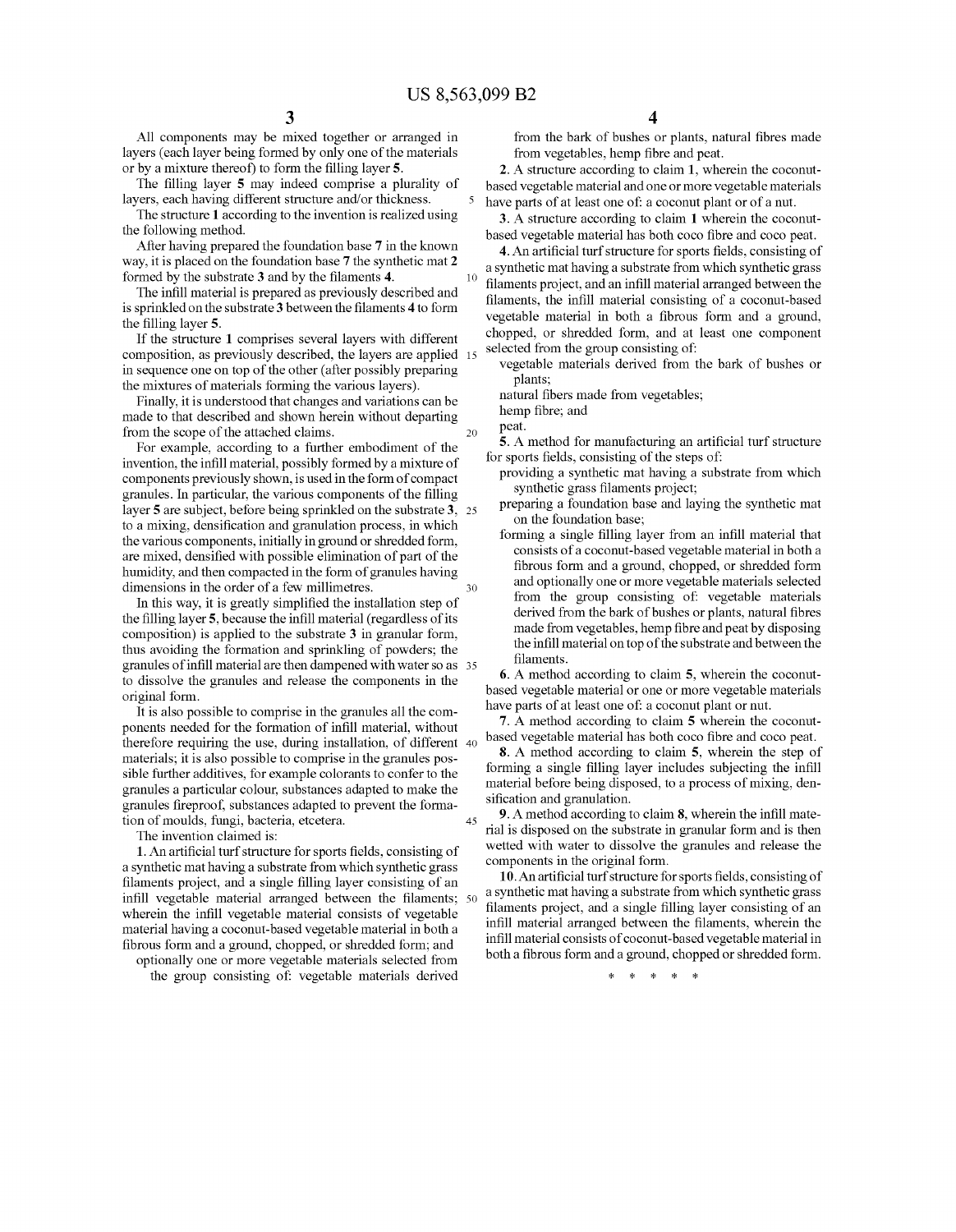All components may be mixed together or arranged in layers (each layer being formed by only one of the materials or by a mixture thereof) to form the filling layer **5**.

The filling layer **5** may indeed comprise a plurality of layers, each having different structure and/or thickness.

The structure **1** according to the invention is realized using the following method.

After having prepared the foundation base **7** in the known way, it is placed on the foundation base **7** the synthetic mat **2** formed by the substrate **3** and by the filaments **4**.

The infill material is prepared as previously described and is sprinkled on the substrate **3** between the filaments **4** to form the filling layer **5**.

If the structure **1** comprises several layers with different composition, as previously described, the layers are applied in sequence one on top of the other (after possibly preparing the mixtures of materials forming the various layers).

Finally, it is understood that changes and variations can be made to that described and shown herein without departing from the scope of the attached claims.

For example, according to a further embodiment of the invention, the infill material, possibly formed by a mixture of components previously shown, is used in the form of compact granules. In particular, the various components of the filling layer **5** are subject, before being sprinkled on the substrate **3**, to a mixing, densification and granulation process, in which the various components, initially in ground or shredded form, are mixed, densified with possible elimination of part of the humidity, and then compacted in the form of granules having dimensions in the order of a few millimetres.

In this way, it is greatly simplified the installation step of the filling layer **5**, because the infill material (regardless of its composition) is applied to the substrate **3** in granular form, thus avoiding the formation and sprinkling of powders; the granules of infill material are then dampened with water so as to dissolve the granules and release the components in the original form.

It is also possible to comprise in the granules all the components needed for the formation of infill material, without therefore requiring the use, during installation, of different materials; it is also possible to comprise in the granules possible further additives, for example colorants to confer to the granules a particular colour, substances adapted to make the granules fireproof, substances adapted to prevent the formation of moulds, fungi, bacteria, etcetera.

The invention claimed is:

**1**. An artificial turf structure for sports fields, consisting of a synthetic mat having a substrate from which synthetic grass filaments project, and a single filling layer consisting of an infill vegetable material arranged between the filaments; wherein the infill vegetable material consists of vegetable material having a coconut-based vegetable material in both a fibrous form and a ground, chopped, or shredded form; and

optionally one or more vegetable materials selected from the group consisting of: vegetable materials derived from the bark of bushes or plants, natural fibres made from vegetables, hemp fibre and peat.

**2**. A structure according to claim **1**, wherein the coconut-based vegetable material and one or more vegetable materials have parts of at least one of: a coconut plant or of a nut.

**3**. A structure according to claim **1** wherein the coconut-based vegetable material has both coco fibre and coco peat.

**4**. An artificial turf structure for sports fields, consisting of a synthetic mat having a substrate from which synthetic grass filaments project, and an infill material arranged between the filaments, the infill material consisting of a coconut-based vegetable material in both a fibrous form and a ground, chopped, or shredded form, and at least one component selected from the group consisting of:

vegetable materials derived from the bark of bushes or plants;

natural fibers made from vegetables;

hemp fibre; and

peat.

**5**. A method for manufacturing an artificial turf structure for sports fields, consisting of the steps of:

providing a synthetic mat having a substrate from which synthetic grass filaments project;

preparing a foundation base and laying the synthetic mat on the foundation base;

forming a single filling layer from an infill material that consists of a coconut-based vegetable material in both a fibrous form and a ground, chopped, or shredded form and optionally one or more vegetable materials selected from the group consisting of: vegetable materials derived from the bark of bushes or plants, natural fibres made from vegetables, hemp fibre and peat by disposing the infill material on top of the substrate and between the filaments.

**6**. A method according to claim **5**, wherein the coconut-based vegetable material or one or more vegetable materials have parts of at least one of: a coconut plant or nut.

**7**. A method according to claim **5** wherein the coconut-based vegetable material has both coco fibre and coco peat.

**8**. A method according to claim **5**, wherein the step of forming a single filling layer includes subjecting the infill material before being disposed, to a process of mixing, densification and granulation.

**9**. A method according to claim **8**, wherein the infill material is disposed on the substrate in granular form and is then wetted with water to dissolve the granules and release the components in the original form.

**10**. An artificial turf structure for sports fields, consisting of a synthetic mat having a substrate from which synthetic grass filaments project, and a single filling layer consisting of an infill material arranged between the filaments, wherein the infill material consists of coconut-based vegetable material in both a fibrous form and a ground, chopped or shredded form.

\* \* \* \* \*